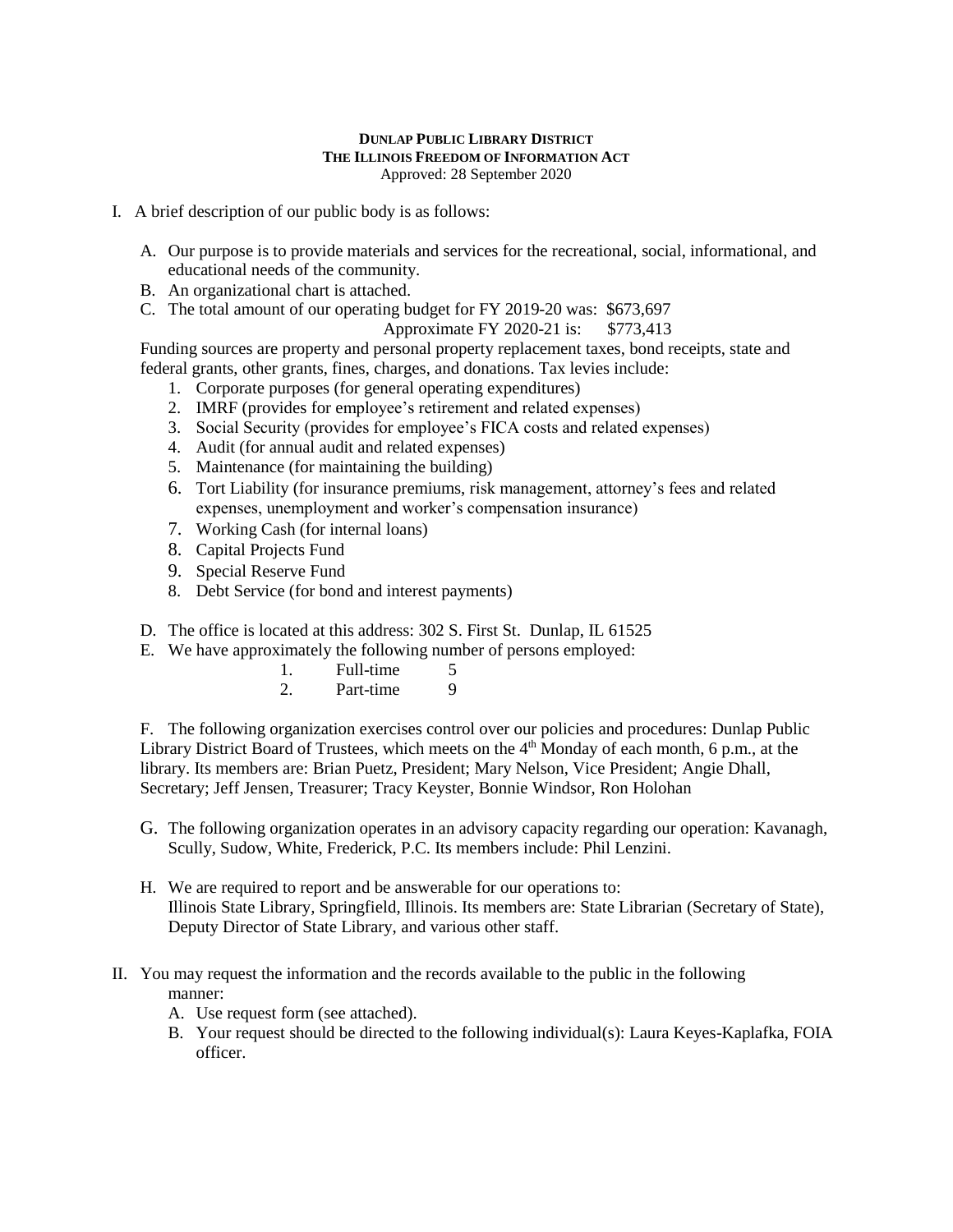**DUNLAP PUBLIC LIBRARY DISTRICT**
**THE ILLINOIS FREEDOM OF INFORMATION ACT**
Approved: 28 September 2020

I. A brief description of our public body is as follows:

   A. Our purpose is to provide materials and services for the recreational, social, informational, and educational needs of the community.
   B. An organizational chart is attached.
   C. The total amount of our operating budget for FY 2019-20 was: $673,697
      Approximate FY 2020-21 is: $773,413

   Funding sources are property and personal property replacement taxes, bond receipts, state and federal grants, other grants, fines, charges, and donations. Tax levies include:

      1. Corporate purposes (for general operating expenditures)
      2. IMRF (provides for employee's retirement and related expenses)
      3. Social Security (provides for employee's FICA costs and related expenses)
      4. Audit (for annual audit and related expenses)
      5. Maintenance (for maintaining the building)
      6. Tort Liability (for insurance premiums, risk management, attorney's fees and related expenses, unemployment and worker's compensation insurance)
      7. Working Cash (for internal loans)
      8. Capital Projects Fund
      9. Special Reserve Fund
      8. Debt Service (for bond and interest payments)

   D. The office is located at this address: 302 S. First St. Dunlap, IL 61525
   E. We have approximately the following number of persons employed:
      1. Full-time 5
      2. Part-time 9

   F. The following organization exercises control over our policies and procedures: Dunlap Public Library District Board of Trustees, which meets on the 4th Monday of each month, 6 p.m., at the library. Its members are: Brian Puetz, President; Mary Nelson, Vice President; Angie Dhall, Secretary; Jeff Jensen, Treasurer; Tracy Keyster, Bonnie Windsor, Ron Holohan

   G. The following organization operates in an advisory capacity regarding our operation: Kavanagh, Scully, Sudow, White, Frederick, P.C. Its members include: Phil Lenzini.

   H. We are required to report and be answerable for our operations to:
      Illinois State Library, Springfield, Illinois. Its members are: State Librarian (Secretary of State), Deputy Director of State Library, and various other staff.

II. You may request the information and the records available to the public in the following manner:
   A. Use request form (see attached).
   B. Your request should be directed to the following individual(s): Laura Keyes-Kaplafka, FOIA officer.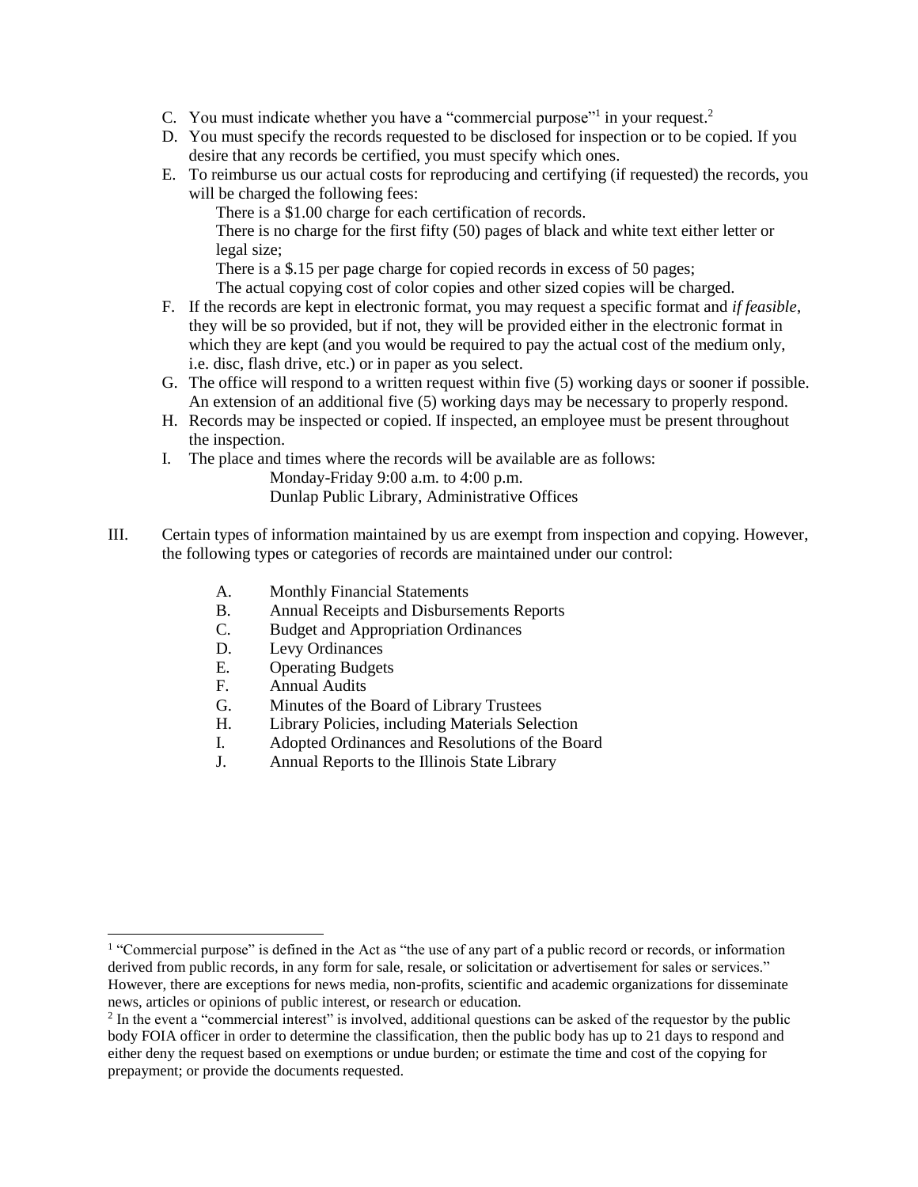C. You must indicate whether you have a "commercial purpose"[1] in your request.[2]
D. You must specify the records requested to be disclosed for inspection or to be copied. If you desire that any records be certified, you must specify which ones.
E. To reimburse us our actual costs for reproducing and certifying (if requested) the records, you will be charged the following fees:

   There is a $1.00 charge for each certification of records.
   There is no charge for the first fifty (50) pages of black and white text either letter or legal size;
   There is a $.15 per page charge for copied records in excess of 50 pages;
   The actual copying cost of color copies and other sized copies will be charged.
F. If the records are kept in electronic format, you may request a specific format and *if feasible*, they will be so provided, but if not, they will be provided either in the electronic format in which they are kept (and you would be required to pay the actual cost of the medium only, i.e. disc, flash drive, etc.) or in paper as you select.
G. The office will respond to a written request within five (5) working days or sooner if possible. An extension of an additional five (5) working days may be necessary to properly respond.
H. Records may be inspected or copied. If inspected, an employee must be present throughout the inspection.
I. The place and times where the records will be available are as follows:

   Monday-Friday 9:00 a.m. to 4:00 p.m.
   Dunlap Public Library, Administrative Offices

III. Certain types of information maintained by us are exempt from inspection and copying. However, the following types or categories of records are maintained under our control:

   A. Monthly Financial Statements
   B. Annual Receipts and Disbursements Reports
   C. Budget and Appropriation Ordinances
   D. Levy Ordinances
   E. Operating Budgets
   F. Annual Audits
   G. Minutes of the Board of Library Trustees
   H. Library Policies, including Materials Selection
   I. Adopted Ordinances and Resolutions of the Board
   J. Annual Reports to the Illinois State Library

---

[1] "Commercial purpose" is defined in the Act as "the use of any part of a public record or records, or information derived from public records, in any form for sale, resale, or solicitation or advertisement for sales or services." However, there are exceptions for news media, non-profits, scientific and academic organizations for disseminate news, articles or opinions of public interest, or research or education.

[2] In the event a "commercial interest" is involved, additional questions can be asked of the requestor by the public body FOIA officer in order to determine the classification, then the public body has up to 21 days to respond and either deny the request based on exemptions or undue burden; or estimate the time and cost of the copying for prepayment; or provide the documents requested.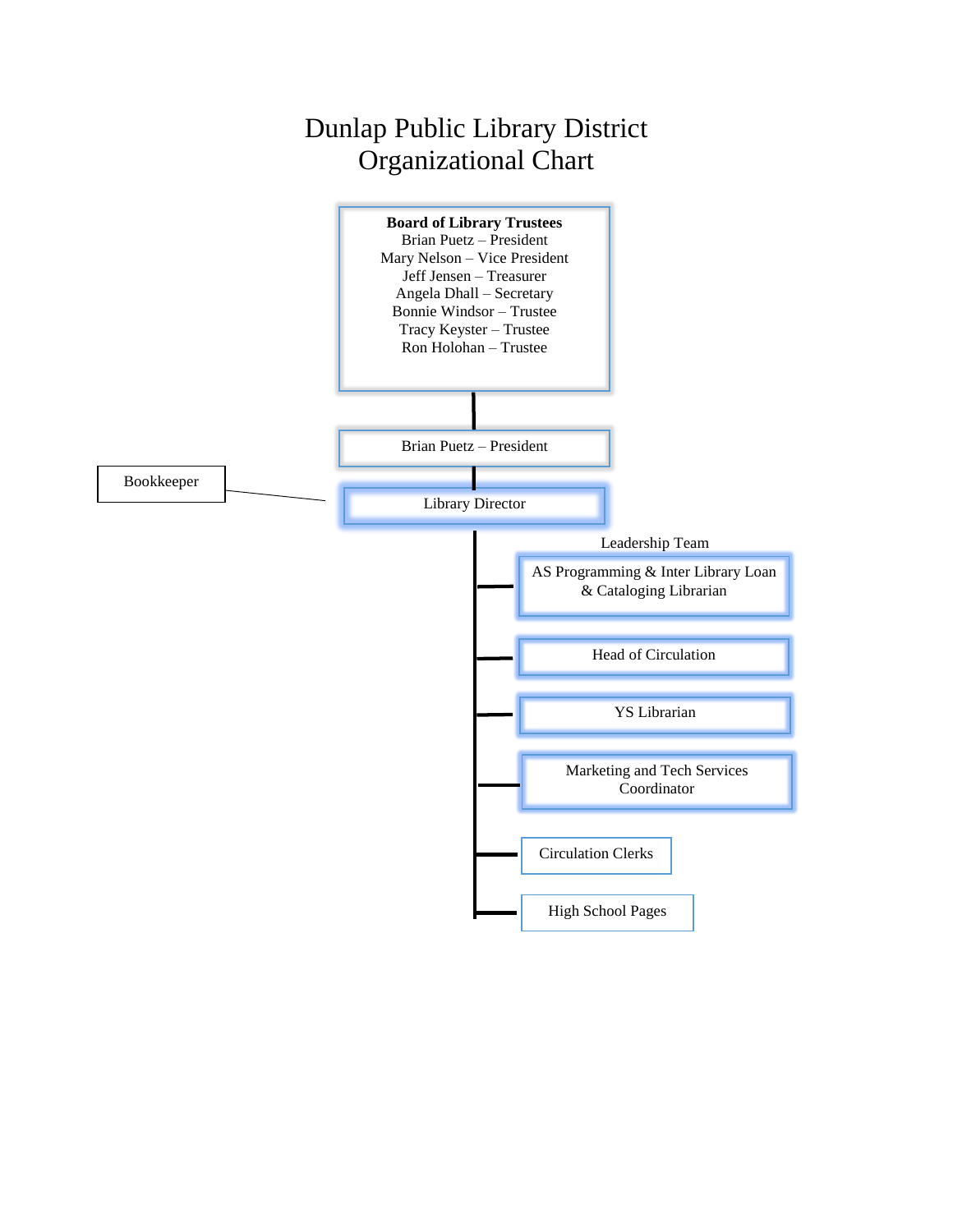# Dunlap Public Library District
# Organizational Chart

**Board of Library Trustees**
Brian Puetz – President
Mary Nelson – Vice President
Jeff Jensen – Treasurer
Angela Dhall – Secretary
Bonnie Windsor – Trustee
Tracy Keyster – Trustee
Ron Holohan – Trustee

Brian Puetz – President

Library Director

Bookkeeper

Leadership Team

- AS Programming & Inter Library Loan & Cataloging Librarian
- Head of Circulation
- YS Librarian
- Marketing and Tech Services Coordinator

Circulation Clerks

High School Pages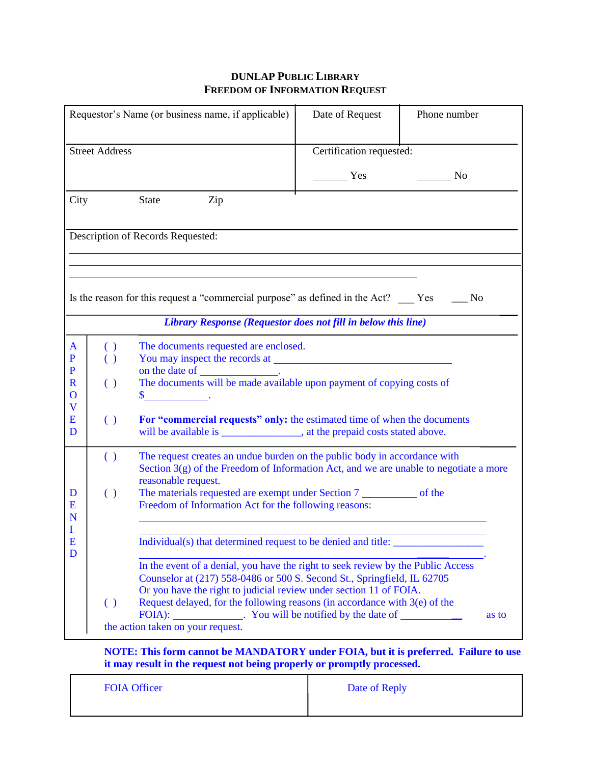**DUNLAP PUBLIC LIBRARY**
**FREEDOM OF INFORMATION REQUEST**

| Requestor's Name (or business name, if applicable) | Date of Request | Phone number |
|---|---|---|
| Street Address | Certification requested: ______ Yes ______ No | |
| City State Zip | | |

Description of Records Requested:

______________________________________________________________________

______________________________________________________________________

____________________________________________________________

Is the reason for this request a "commercial purpose" as defined in the Act? ___ Yes ___ No

***Library Response (Requestor does not fill in below this line)***

**APPROVED**

( ) The documents requested are enclosed.

( ) You may inspect the records at _______________________________ on the date of ______________.

( ) The documents will be made available upon payment of copying costs of $___________.

( ) **For "commercial requests" only:** the estimated time of when the documents will be available is ______________, at the prepaid costs stated above.

**DENIED**

( ) The request creates an undue burden on the public body in accordance with Section 3(g) of the Freedom of Information Act, and we are unable to negotiate a more reasonable request.

( ) The materials requested are exempt under Section 7 __________ of the Freedom of Information Act for the following reasons:

______________________________________________________________________

______________________________________________________________________

Individual(s) that determined request to be denied and title: ________________

______________________________________________________________________.

In the event of a denial, you have the right to seek review by the Public Access Counselor at (217) 558-0486 or 500 S. Second St., Springfield, IL 62705 Or you have the right to judicial review under section 11 of FOIA.

( ) Request delayed, for the following reasons (in accordance with 3(e) of the FOIA): _____________. You will be notified by the date of ___________ as to the action taken on your request.

**NOTE: This form cannot be MANDATORY under FOIA, but it is preferred. Failure to use it may result in the request not being properly or promptly processed.**

| FOIA Officer | Date of Reply |
|---|---|
| | |